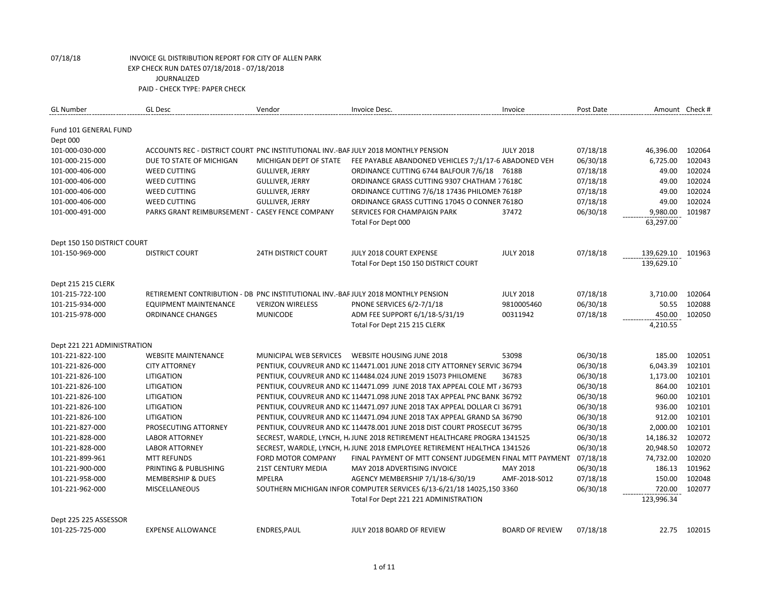07/18/18 INVOICE GL DISTRIBUTION REPORT FOR CITY OF ALLEN PARK
EXP CHECK RUN DATES 07/18/2018 - 07/18/2018
JOURNALIZED
PAID - CHECK TYPE: PAPER CHECK

| GL Number | GL Desc | Vendor | Invoice Desc. | Invoice | Post Date | Amount | Check # |
|---|---|---|---|---|---|---|---|
| Fund 101 GENERAL FUND | | | | | | | |
| Dept 000 | | | | | | | |
| 101-000-030-000 | ACCOUNTS REC - DISTRICT COURT | PNC INSTITUTIONAL INV.-BAF | JULY 2018 MONTHLY PENSION | JULY 2018 | 07/18/18 | 46,396.00 | 102064 |
| 101-000-215-000 | DUE TO STATE OF MICHIGAN | MICHIGAN DEPT OF STATE | FEE PAYABLE ABANDONED VEHICLES 7;/1/17-6 | ABADONED VEH | 06/30/18 | 6,725.00 | 102043 |
| 101-000-406-000 | WEED CUTTING | GULLIVER, JERRY | ORDINANCE CUTTING 6744 BALFOUR 7/6/18 | 7618B | 07/18/18 | 49.00 | 102024 |
| 101-000-406-000 | WEED CUTTING | GULLIVER, JERRY | ORDINANCE GRASS CUTTING 9307 CHATHAM 7 | 7618C | 07/18/18 | 49.00 | 102024 |
| 101-000-406-000 | WEED CUTTING | GULLIVER, JERRY | ORDINANCE CUTTING 7/6/18 17436 PHILOMEN | 7618P | 07/18/18 | 49.00 | 102024 |
| 101-000-406-000 | WEED CUTTING | GULLIVER, JERRY | ORDINANCE GRASS CUTTING 17045 O CONNER | 7618O | 07/18/18 | 49.00 | 102024 |
| 101-000-491-000 | PARKS GRANT REIMBURSEMENT - | CASEY FENCE COMPANY | SERVICES FOR CHAMPAIGN PARK | 37472 | 06/30/18 | 9,980.00 | 101987 |
| | | | Total For Dept 000 | | | 63,297.00 | |
| Dept 150 150 DISTRICT COURT | | | | | | | |
| 101-150-969-000 | DISTRICT COURT | 24TH DISTRICT COURT | JULY 2018 COURT EXPENSE | JULY 2018 | 07/18/18 | 139,629.10 | 101963 |
| | | | Total For Dept 150 150 DISTRICT COURT | | | 139,629.10 | |
| Dept 215 215 CLERK | | | | | | | |
| 101-215-722-100 | RETIREMENT CONTRIBUTION - DB | PNC INSTITUTIONAL INV.-BAF | JULY 2018 MONTHLY PENSION | JULY 2018 | 07/18/18 | 3,710.00 | 102064 |
| 101-215-934-000 | EQUIPMENT MAINTENANCE | VERIZON WIRELESS | PNONE SERVICES 6/2-7/1/18 | 9810005460 | 06/30/18 | 50.55 | 102088 |
| 101-215-978-000 | ORDINANCE CHANGES | MUNICODE | ADM FEE SUPPORT 6/1/18-5/31/19 | 00311942 | 07/18/18 | 450.00 | 102050 |
| | | | Total For Dept 215 215 CLERK | | | 4,210.55 | |
| Dept 221 221 ADMINISTRATION | | | | | | | |
| 101-221-822-100 | WEBSITE MAINTENANCE | MUNICIPAL WEB SERVICES | WEBSITE HOUSING JUNE 2018 | 53098 | 06/30/18 | 185.00 | 102051 |
| 101-221-826-000 | CITY ATTORNEY | PENTIUK, COUVREUR AND KC | 114471.001 JUNE 2018 CITY ATTORNEY SERVIC | 36794 | 06/30/18 | 6,043.39 | 102101 |
| 101-221-826-100 | LITIGATION | PENTIUK, COUVREUR AND KC | 114484.024 JUNE 2019 15073 PHILOMENE | 36783 | 06/30/18 | 1,173.00 | 102101 |
| 101-221-826-100 | LITIGATION | PENTIUK, COUVREUR AND KC | 114471.099 JUNE 2018 TAX APPEAL COLE MT / | 36793 | 06/30/18 | 864.00 | 102101 |
| 101-221-826-100 | LITIGATION | PENTIUK, COUVREUR AND KC | 114471.098 JUNE 2018 TAX APPEAL PNC BANK | 36792 | 06/30/18 | 960.00 | 102101 |
| 101-221-826-100 | LITIGATION | PENTIUK, COUVREUR AND KC | 114471.097 JUNE 2018 TAX APPEAL DOLLAR CI | 36791 | 06/30/18 | 936.00 | 102101 |
| 101-221-826-100 | LITIGATION | PENTIUK, COUVREUR AND KC | 114471.094 JUNE 2018 TAX APPEAL GRAND SA | 36790 | 06/30/18 | 912.00 | 102101 |
| 101-221-827-000 | PROSECUTING ATTORNEY | PENTIUK, COUVREUR AND KC | 114478.001 JUNE 2018 DIST COURT PROSECUT | 36795 | 06/30/18 | 2,000.00 | 102101 |
| 101-221-828-000 | LABOR ATTORNEY | SECREST, WARDLE, LYNCH, H. | JUNE 2018 RETIREMENT HEALTHCARE PROGRA | 1341525 | 06/30/18 | 14,186.32 | 102072 |
| 101-221-828-000 | LABOR ATTORNEY | SECREST, WARDLE, LYNCH, H. | JUNE 2018 EMPLOYEE RETIREMENT HEALTHCA | 1341526 | 06/30/18 | 20,948.50 | 102072 |
| 101-221-899-961 | MTT REFUNDS | FORD MOTOR COMPANY | FINAL PAYMENT OF MTT CONSENT JUDGEMEN | FINAL MTT PAYMENT | 07/18/18 | 74,732.00 | 102020 |
| 101-221-900-000 | PRINTING & PUBLISHING | 21ST CENTURY MEDIA | MAY 2018 ADVERTISING INVOICE | MAY 2018 | 06/30/18 | 186.13 | 101962 |
| 101-221-958-000 | MEMBERSHIP & DUES | MPELRA | AGENCY MEMBERSHIP 7/1/18-6/30/19 | AMF-2018-S012 | 07/18/18 | 150.00 | 102048 |
| 101-221-962-000 | MISCELLANEOUS | SOUTHERN MICHIGAN INFOR | COMPUTER SERVICES 6/13-6/21/18 14025,150 | 3360 | 06/30/18 | 720.00 | 102077 |
| | | | Total For Dept 221 221 ADMINISTRATION | | | 123,996.34 | |
| Dept 225 225 ASSESSOR | | | | | | | |
| 101-225-725-000 | EXPENSE ALLOWANCE | ENDRES,PAUL | JULY 2018 BOARD OF REVIEW | BOARD OF REVIEW | 07/18/18 | 22.75 | 102015 |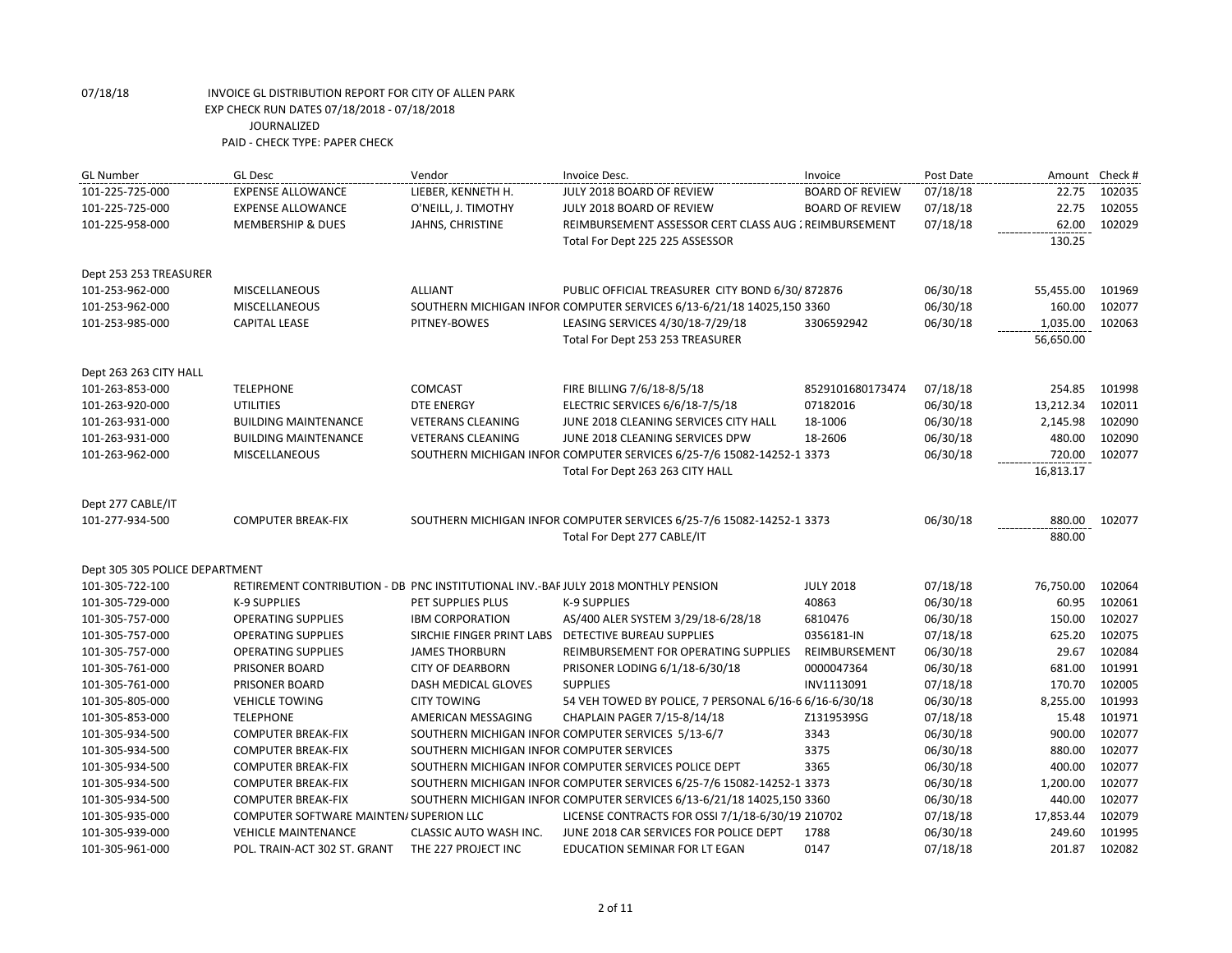07/18/18 INVOICE GL DISTRIBUTION REPORT FOR CITY OF ALLEN PARK
EXP CHECK RUN DATES 07/18/2018 - 07/18/2018
JOURNALIZED
PAID - CHECK TYPE: PAPER CHECK

| GL Number | GL Desc | Vendor | Invoice Desc. | Invoice | Post Date | Amount | Check # |
|---|---|---|---|---|---|---|---|
| 101-225-725-000 | EXPENSE ALLOWANCE | LIEBER, KENNETH H. | JULY 2018 BOARD OF REVIEW | BOARD OF REVIEW | 07/18/18 | 22.75 | 102035 |
| 101-225-725-000 | EXPENSE ALLOWANCE | O'NEILL, J. TIMOTHY | JULY 2018 BOARD OF REVIEW | BOARD OF REVIEW | 07/18/18 | 22.75 | 102055 |
| 101-225-958-000 | MEMBERSHIP & DUES | JAHNS, CHRISTINE | REIMBURSEMENT ASSESSOR CERT CLASS AUG : | REIMBURSEMENT | 07/18/18 | 62.00 | 102029 |
| | | | Total For Dept 225 225 ASSESSOR | | | 130.25 | |
| Dept 253 253 TREASURER | | | | | | | |
| 101-253-962-000 | MISCELLANEOUS | ALLIANT | PUBLIC OFFICIAL TREASURER CITY BOND 6/30/ | 872876 | 06/30/18 | 55,455.00 | 101969 |
| 101-253-962-000 | MISCELLANEOUS | SOUTHERN MICHIGAN INFOR | COMPUTER SERVICES 6/13-6/21/18 14025,150 | 3360 | 06/30/18 | 160.00 | 102077 |
| 101-253-985-000 | CAPITAL LEASE | PITNEY-BOWES | LEASING SERVICES 4/30/18-7/29/18 | 3306592942 | 06/30/18 | 1,035.00 | 102063 |
| | | | Total For Dept 253 253 TREASURER | | | 56,650.00 | |
| Dept 263 263 CITY HALL | | | | | | | |
| 101-263-853-000 | TELEPHONE | COMCAST | FIRE BILLING 7/6/18-8/5/18 | 8529101680173474 | 07/18/18 | 254.85 | 101998 |
| 101-263-920-000 | UTILITIES | DTE ENERGY | ELECTRIC SERVICES 6/6/18-7/5/18 | 07182016 | 06/30/18 | 13,212.34 | 102011 |
| 101-263-931-000 | BUILDING MAINTENANCE | VETERANS CLEANING | JUNE 2018 CLEANING SERVICES CITY HALL | 18-1006 | 06/30/18 | 2,145.98 | 102090 |
| 101-263-931-000 | BUILDING MAINTENANCE | VETERANS CLEANING | JUNE 2018 CLEANING SERVICES DPW | 18-2606 | 06/30/18 | 480.00 | 102090 |
| 101-263-962-000 | MISCELLANEOUS | SOUTHERN MICHIGAN INFOR | COMPUTER SERVICES 6/25-7/6 15082-14252-1 | 3373 | 06/30/18 | 720.00 | 102077 |
| | | | Total For Dept 263 263 CITY HALL | | | 16,813.17 | |
| Dept 277 CABLE/IT | | | | | | | |
| 101-277-934-500 | COMPUTER BREAK-FIX | SOUTHERN MICHIGAN INFOR | COMPUTER SERVICES 6/25-7/6 15082-14252-1 | 3373 | 06/30/18 | 880.00 | 102077 |
| | | | Total For Dept 277 CABLE/IT | | | 880.00 | |
| Dept 305 305 POLICE DEPARTMENT | | | | | | | |
| 101-305-722-100 | RETIREMENT CONTRIBUTION - DB | PNC INSTITUTIONAL INV.-BAF | JULY 2018 MONTHLY PENSION | JULY 2018 | 07/18/18 | 76,750.00 | 102064 |
| 101-305-729-000 | K-9 SUPPLIES | PET SUPPLIES PLUS | K-9 SUPPLIES | 40863 | 06/30/18 | 60.95 | 102061 |
| 101-305-757-000 | OPERATING SUPPLIES | IBM CORPORATION | AS/400 ALER SYSTEM 3/29/18-6/28/18 | 6810476 | 06/30/18 | 150.00 | 102027 |
| 101-305-757-000 | OPERATING SUPPLIES | SIRCHIE FINGER PRINT LABS | DETECTIVE BUREAU SUPPLIES | 0356181-IN | 07/18/18 | 625.20 | 102075 |
| 101-305-757-000 | OPERATING SUPPLIES | JAMES THORBURN | REIMBURSEMENT FOR OPERATING SUPPLIES | REIMBURSEMENT | 06/30/18 | 29.67 | 102084 |
| 101-305-761-000 | PRISONER BOARD | CITY OF DEARBORN | PRISONER LODING 6/1/18-6/30/18 | 0000047364 | 06/30/18 | 681.00 | 101991 |
| 101-305-761-000 | PRISONER BOARD | DASH MEDICAL GLOVES | SUPPLIES | INV1113091 | 07/18/18 | 170.70 | 102005 |
| 101-305-805-000 | VEHICLE TOWING | CITY TOWING | 54 VEH TOWED BY POLICE, 7 PERSONAL 6/16-6 | 6/16-6/30/18 | 06/30/18 | 8,255.00 | 101993 |
| 101-305-853-000 | TELEPHONE | AMERICAN MESSAGING | CHAPLAIN PAGER 7/15-8/14/18 | Z1319539SG | 07/18/18 | 15.48 | 101971 |
| 101-305-934-500 | COMPUTER BREAK-FIX | SOUTHERN MICHIGAN INFOR | COMPUTER SERVICES 5/13-6/7 | 3343 | 06/30/18 | 900.00 | 102077 |
| 101-305-934-500 | COMPUTER BREAK-FIX | SOUTHERN MICHIGAN INFOR | COMPUTER SERVICES | 3375 | 06/30/18 | 880.00 | 102077 |
| 101-305-934-500 | COMPUTER BREAK-FIX | SOUTHERN MICHIGAN INFOR | COMPUTER SERVICES POLICE DEPT | 3365 | 06/30/18 | 400.00 | 102077 |
| 101-305-934-500 | COMPUTER BREAK-FIX | SOUTHERN MICHIGAN INFOR | COMPUTER SERVICES 6/25-7/6 15082-14252-1 | 3373 | 06/30/18 | 1,200.00 | 102077 |
| 101-305-934-500 | COMPUTER BREAK-FIX | SOUTHERN MICHIGAN INFOR | COMPUTER SERVICES 6/13-6/21/18 14025,150 | 3360 | 06/30/18 | 440.00 | 102077 |
| 101-305-935-000 | COMPUTER SOFTWARE MAINTEN/ | SUPERION LLC | LICENSE CONTRACTS FOR OSSI 7/1/18-6/30/19 | 210702 | 07/18/18 | 17,853.44 | 102079 |
| 101-305-939-000 | VEHICLE MAINTENANCE | CLASSIC AUTO WASH INC. | JUNE 2018 CAR SERVICES FOR POLICE DEPT | 1788 | 06/30/18 | 249.60 | 101995 |
| 101-305-961-000 | POL. TRAIN-ACT 302 ST. GRANT | THE 227 PROJECT INC | EDUCATION SEMINAR FOR LT EGAN | 0147 | 07/18/18 | 201.87 | 102082 |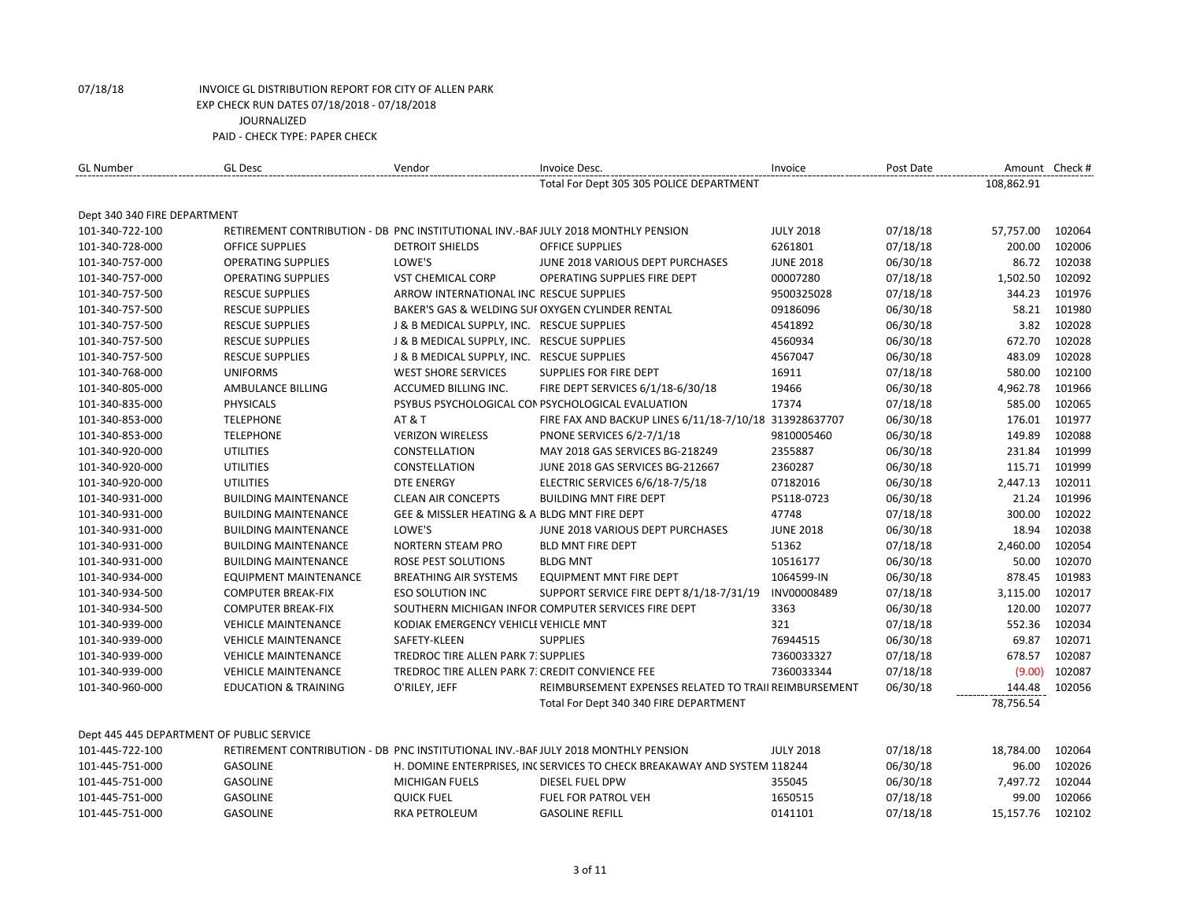07/18/18 INVOICE GL DISTRIBUTION REPORT FOR CITY OF ALLEN PARK
EXP CHECK RUN DATES 07/18/2018 - 07/18/2018
JOURNALIZED
PAID - CHECK TYPE: PAPER CHECK

| GL Number | GL Desc | Vendor | Invoice Desc. | Invoice | Post Date | Amount | Check # |
|---|---|---|---|---|---|---|---|
| | | | Total For Dept 305 305 POLICE DEPARTMENT | | | 108,862.91 | |
| Dept 340 340 FIRE DEPARTMENT | | | | | | | |
| 101-340-722-100 | RETIREMENT CONTRIBUTION - DB | PNC INSTITUTIONAL INV.-BAF | JULY 2018 MONTHLY PENSION | JULY 2018 | 07/18/18 | 57,757.00 | 102064 |
| 101-340-728-000 | OFFICE SUPPLIES | DETROIT SHIELDS | OFFICE SUPPLIES | 6261801 | 07/18/18 | 200.00 | 102006 |
| 101-340-757-000 | OPERATING SUPPLIES | LOWE'S | JUNE 2018 VARIOUS DEPT PURCHASES | JUNE 2018 | 06/30/18 | 86.72 | 102038 |
| 101-340-757-000 | OPERATING SUPPLIES | VST CHEMICAL CORP | OPERATING SUPPLIES FIRE DEPT | 00007280 | 07/18/18 | 1,502.50 | 102092 |
| 101-340-757-500 | RESCUE SUPPLIES | ARROW INTERNATIONAL INC | RESCUE SUPPLIES | 9500325028 | 07/18/18 | 344.23 | 101976 |
| 101-340-757-500 | RESCUE SUPPLIES | BAKER'S GAS & WELDING SUI | OXYGEN CYLINDER RENTAL | 09186096 | 06/30/18 | 58.21 | 101980 |
| 101-340-757-500 | RESCUE SUPPLIES | J & B MEDICAL SUPPLY, INC. | RESCUE SUPPLIES | 4541892 | 06/30/18 | 3.82 | 102028 |
| 101-340-757-500 | RESCUE SUPPLIES | J & B MEDICAL SUPPLY, INC. | RESCUE SUPPLIES | 4560934 | 06/30/18 | 672.70 | 102028 |
| 101-340-757-500 | RESCUE SUPPLIES | J & B MEDICAL SUPPLY, INC. | RESCUE SUPPLIES | 4567047 | 06/30/18 | 483.09 | 102028 |
| 101-340-768-000 | UNIFORMS | WEST SHORE SERVICES | SUPPLIES FOR FIRE DEPT | 16911 | 07/18/18 | 580.00 | 102100 |
| 101-340-805-000 | AMBULANCE BILLING | ACCUMED BILLING INC. | FIRE DEPT SERVICES 6/1/18-6/30/18 | 19466 | 06/30/18 | 4,962.78 | 101966 |
| 101-340-835-000 | PHYSICALS | PSYBUS PSYCHOLOGICAL CON | PSYCHOLOGICAL EVALUATION | 17374 | 07/18/18 | 585.00 | 102065 |
| 101-340-853-000 | TELEPHONE | AT & T | FIRE FAX AND BACKUP LINES 6/11/18-7/10/18 | 313928637707 | 06/30/18 | 176.01 | 101977 |
| 101-340-853-000 | TELEPHONE | VERIZON WIRELESS | PNONE SERVICES 6/2-7/1/18 | 9810005460 | 06/30/18 | 149.89 | 102088 |
| 101-340-920-000 | UTILITIES | CONSTELLATION | MAY 2018 GAS SERVICES BG-218249 | 2355887 | 06/30/18 | 231.84 | 101999 |
| 101-340-920-000 | UTILITIES | CONSTELLATION | JUNE 2018 GAS SERVICES BG-212667 | 2360287 | 06/30/18 | 115.71 | 101999 |
| 101-340-920-000 | UTILITIES | DTE ENERGY | ELECTRIC SERVICES 6/6/18-7/5/18 | 07182016 | 06/30/18 | 2,447.13 | 102011 |
| 101-340-931-000 | BUILDING MAINTENANCE | CLEAN AIR CONCEPTS | BUILDING MNT FIRE DEPT | PS118-0723 | 06/30/18 | 21.24 | 101996 |
| 101-340-931-000 | BUILDING MAINTENANCE | GEE & MISSLER HEATING & A | BLDG MNT FIRE DEPT | 47748 | 07/18/18 | 300.00 | 102022 |
| 101-340-931-000 | BUILDING MAINTENANCE | LOWE'S | JUNE 2018 VARIOUS DEPT PURCHASES | JUNE 2018 | 06/30/18 | 18.94 | 102038 |
| 101-340-931-000 | BUILDING MAINTENANCE | NORTERN STEAM PRO | BLD MNT FIRE DEPT | 51362 | 07/18/18 | 2,460.00 | 102054 |
| 101-340-931-000 | BUILDING MAINTENANCE | ROSE PEST SOLUTIONS | BLDG MNT | 10516177 | 06/30/18 | 50.00 | 102070 |
| 101-340-934-000 | EQUIPMENT MAINTENANCE | BREATHING AIR SYSTEMS | EQUIPMENT MNT FIRE DEPT | 1064599-IN | 06/30/18 | 878.45 | 101983 |
| 101-340-934-500 | COMPUTER BREAK-FIX | ESO SOLUTION INC | SUPPORT SERVICE FIRE DEPT 8/1/18-7/31/19 | INV00008489 | 07/18/18 | 3,115.00 | 102017 |
| 101-340-934-500 | COMPUTER BREAK-FIX | SOUTHERN MICHIGAN INFOR | COMPUTER SERVICES FIRE DEPT | 3363 | 06/30/18 | 120.00 | 102077 |
| 101-340-939-000 | VEHICLE MAINTENANCE | KODIAK EMERGENCY VEHICLI | VEHICLE MNT | 321 | 07/18/18 | 552.36 | 102034 |
| 101-340-939-000 | VEHICLE MAINTENANCE | SAFETY-KLEEN | SUPPLIES | 76944515 | 06/30/18 | 69.87 | 102071 |
| 101-340-939-000 | VEHICLE MAINTENANCE | TREDROC TIRE ALLEN PARK 7 | SUPPLIES | 7360033327 | 07/18/18 | 678.57 | 102087 |
| 101-340-939-000 | VEHICLE MAINTENANCE | TREDROC TIRE ALLEN PARK 7 | CREDIT CONVIENCE FEE | 7360033344 | 07/18/18 | (9.00) | 102087 |
| 101-340-960-000 | EDUCATION & TRAINING | O'RILEY, JEFF | REIMBURSEMENT EXPENSES RELATED TO TRAII | REIMBURSEMENT | 06/30/18 | 144.48 | 102056 |
| | | | Total For Dept 340 340 FIRE DEPARTMENT | | | 78,756.54 | |
| Dept 445 445 DEPARTMENT OF PUBLIC SERVICE | | | | | | | |
| 101-445-722-100 | RETIREMENT CONTRIBUTION - DB | PNC INSTITUTIONAL INV.-BAF | JULY 2018 MONTHLY PENSION | JULY 2018 | 07/18/18 | 18,784.00 | 102064 |
| 101-445-751-000 | GASOLINE | H. DOMINE ENTERPRISES, INC | SERVICES TO CHECK BREAKAWAY AND SYSTEM | 118244 | 06/30/18 | 96.00 | 102026 |
| 101-445-751-000 | GASOLINE | MICHIGAN FUELS | DIESEL FUEL DPW | 355045 | 06/30/18 | 7,497.72 | 102044 |
| 101-445-751-000 | GASOLINE | QUICK FUEL | FUEL FOR PATROL VEH | 1650515 | 07/18/18 | 99.00 | 102066 |
| 101-445-751-000 | GASOLINE | RKA PETROLEUM | GASOLINE REFILL | 0141101 | 07/18/18 | 15,157.76 | 102102 |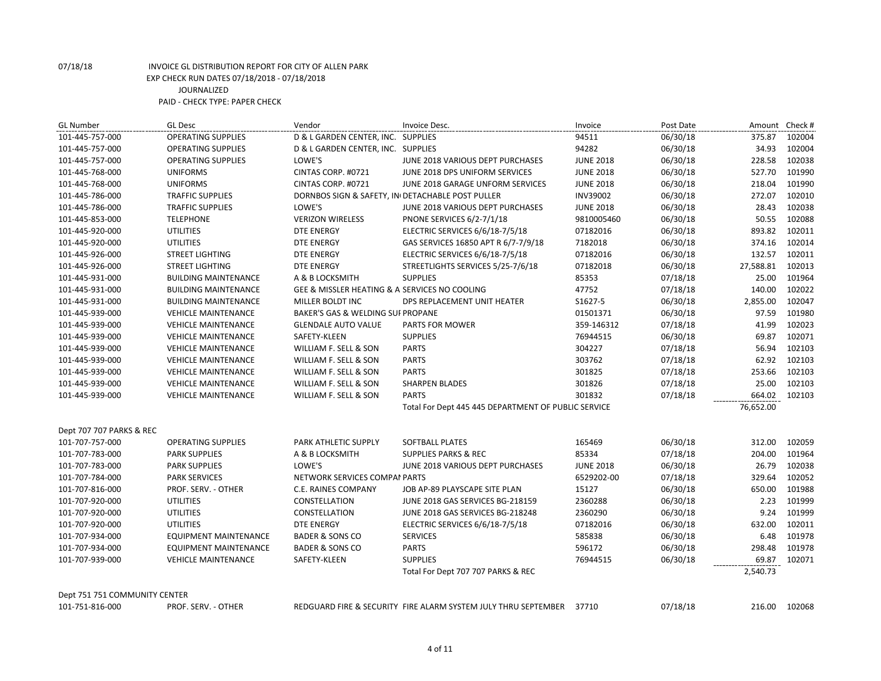07/18/18 INVOICE GL DISTRIBUTION REPORT FOR CITY OF ALLEN PARK
EXP CHECK RUN DATES 07/18/2018 - 07/18/2018
JOURNALIZED
PAID - CHECK TYPE: PAPER CHECK

| GL Number | GL Desc | Vendor | Invoice Desc. | Invoice | Post Date | Amount | Check # |
|---|---|---|---|---|---|---|---|
| 101-445-757-000 | OPERATING SUPPLIES | D & L GARDEN CENTER, INC. | SUPPLIES | 94511 | 06/30/18 | 375.87 | 102004 |
| 101-445-757-000 | OPERATING SUPPLIES | D & L GARDEN CENTER, INC. | SUPPLIES | 94282 | 06/30/18 | 34.93 | 102004 |
| 101-445-757-000 | OPERATING SUPPLIES | LOWE'S | JUNE 2018 VARIOUS DEPT PURCHASES | JUNE 2018 | 06/30/18 | 228.58 | 102038 |
| 101-445-768-000 | UNIFORMS | CINTAS CORP. #0721 | JUNE 2018 DPS UNIFORM SERVICES | JUNE 2018 | 06/30/18 | 527.70 | 101990 |
| 101-445-768-000 | UNIFORMS | CINTAS CORP. #0721 | JUNE 2018 GARAGE UNFORM SERVICES | JUNE 2018 | 06/30/18 | 218.04 | 101990 |
| 101-445-786-000 | TRAFFIC SUPPLIES | DORNBOS SIGN & SAFETY, IN | DETACHABLE POST PULLER | INV39002 | 06/30/18 | 272.07 | 102010 |
| 101-445-786-000 | TRAFFIC SUPPLIES | LOWE'S | JUNE 2018 VARIOUS DEPT PURCHASES | JUNE 2018 | 06/30/18 | 28.43 | 102038 |
| 101-445-853-000 | TELEPHONE | VERIZON WIRELESS | PNONE SERVICES 6/2-7/1/18 | 9810005460 | 06/30/18 | 50.55 | 102088 |
| 101-445-920-000 | UTILITIES | DTE ENERGY | ELECTRIC SERVICES 6/6/18-7/5/18 | 07182016 | 06/30/18 | 893.82 | 102011 |
| 101-445-920-000 | UTILITIES | DTE ENERGY | GAS SERVICES 16850 APT R 6/7-7/9/18 | 7182018 | 06/30/18 | 374.16 | 102014 |
| 101-445-926-000 | STREET LIGHTING | DTE ENERGY | ELECTRIC SERVICES 6/6/18-7/5/18 | 07182016 | 06/30/18 | 132.57 | 102011 |
| 101-445-926-000 | STREET LIGHTING | DTE ENERGY | STREETLIGHTS SERVICES 5/25-7/6/18 | 07182018 | 06/30/18 | 27,588.81 | 102013 |
| 101-445-931-000 | BUILDING MAINTENANCE | A & B LOCKSMITH | SUPPLIES | 85353 | 07/18/18 | 25.00 | 101964 |
| 101-445-931-000 | BUILDING MAINTENANCE | GEE & MISSLER HEATING & A | SERVICES NO COOLING | 47752 | 07/18/18 | 140.00 | 102022 |
| 101-445-931-000 | BUILDING MAINTENANCE | MILLER BOLDT INC | DPS REPLACEMENT UNIT HEATER | S1627-5 | 06/30/18 | 2,855.00 | 102047 |
| 101-445-939-000 | VEHICLE MAINTENANCE | BAKER'S GAS & WELDING SUI | PROPANE | 01501371 | 06/30/18 | 97.59 | 101980 |
| 101-445-939-000 | VEHICLE MAINTENANCE | GLENDALE AUTO VALUE | PARTS FOR MOWER | 359-146312 | 07/18/18 | 41.99 | 102023 |
| 101-445-939-000 | VEHICLE MAINTENANCE | SAFETY-KLEEN | SUPPLIES | 76944515 | 06/30/18 | 69.87 | 102071 |
| 101-445-939-000 | VEHICLE MAINTENANCE | WILLIAM F. SELL & SON | PARTS | 304227 | 07/18/18 | 56.94 | 102103 |
| 101-445-939-000 | VEHICLE MAINTENANCE | WILLIAM F. SELL & SON | PARTS | 303762 | 07/18/18 | 62.92 | 102103 |
| 101-445-939-000 | VEHICLE MAINTENANCE | WILLIAM F. SELL & SON | PARTS | 301825 | 07/18/18 | 253.66 | 102103 |
| 101-445-939-000 | VEHICLE MAINTENANCE | WILLIAM F. SELL & SON | SHARPEN BLADES | 301826 | 07/18/18 | 25.00 | 102103 |
| 101-445-939-000 | VEHICLE MAINTENANCE | WILLIAM F. SELL & SON | PARTS | 301832 | 07/18/18 | 664.02 | 102103 |
| | | | Total For Dept 445 445 DEPARTMENT OF PUBLIC SERVICE | | | 76,652.00 | |
| Dept 707 707 PARKS & REC | | | | | | | |
| 101-707-757-000 | OPERATING SUPPLIES | PARK ATHLETIC SUPPLY | SOFTBALL PLATES | 165469 | 06/30/18 | 312.00 | 102059 |
| 101-707-783-000 | PARK SUPPLIES | A & B LOCKSMITH | SUPPLIES PARKS & REC | 85334 | 07/18/18 | 204.00 | 101964 |
| 101-707-783-000 | PARK SUPPLIES | LOWE'S | JUNE 2018 VARIOUS DEPT PURCHASES | JUNE 2018 | 06/30/18 | 26.79 | 102038 |
| 101-707-784-000 | PARK SERVICES | NETWORK SERVICES COMPAI | PARTS | 6529202-00 | 07/18/18 | 329.64 | 102052 |
| 101-707-816-000 | PROF. SERV. - OTHER | C.E. RAINES COMPANY | JOB AP-89 PLAYSCAPE SITE PLAN | 15127 | 06/30/18 | 650.00 | 101988 |
| 101-707-920-000 | UTILITIES | CONSTELLATION | JUNE 2018 GAS SERVICES BG-218159 | 2360288 | 06/30/18 | 2.23 | 101999 |
| 101-707-920-000 | UTILITIES | CONSTELLATION | JUNE 2018 GAS SERVICES BG-218248 | 2360290 | 06/30/18 | 9.24 | 101999 |
| 101-707-920-000 | UTILITIES | DTE ENERGY | ELECTRIC SERVICES 6/6/18-7/5/18 | 07182016 | 06/30/18 | 632.00 | 102011 |
| 101-707-934-000 | EQUIPMENT MAINTENANCE | BADER & SONS CO | SERVICES | 585838 | 06/30/18 | 6.48 | 101978 |
| 101-707-934-000 | EQUIPMENT MAINTENANCE | BADER & SONS CO | PARTS | 596172 | 06/30/18 | 298.48 | 101978 |
| 101-707-939-000 | VEHICLE MAINTENANCE | SAFETY-KLEEN | SUPPLIES | 76944515 | 06/30/18 | 69.87 | 102071 |
| | | | Total For Dept 707 707 PARKS & REC | | | 2,540.73 | |
| Dept 751 751 COMMUNITY CENTER | | | | | | | |
| 101-751-816-000 | PROF. SERV. - OTHER | REDGUARD FIRE & SECURITY | FIRE ALARM SYSTEM JULY THRU SEPTEMBER | 37710 | 07/18/18 | 216.00 | 102068 |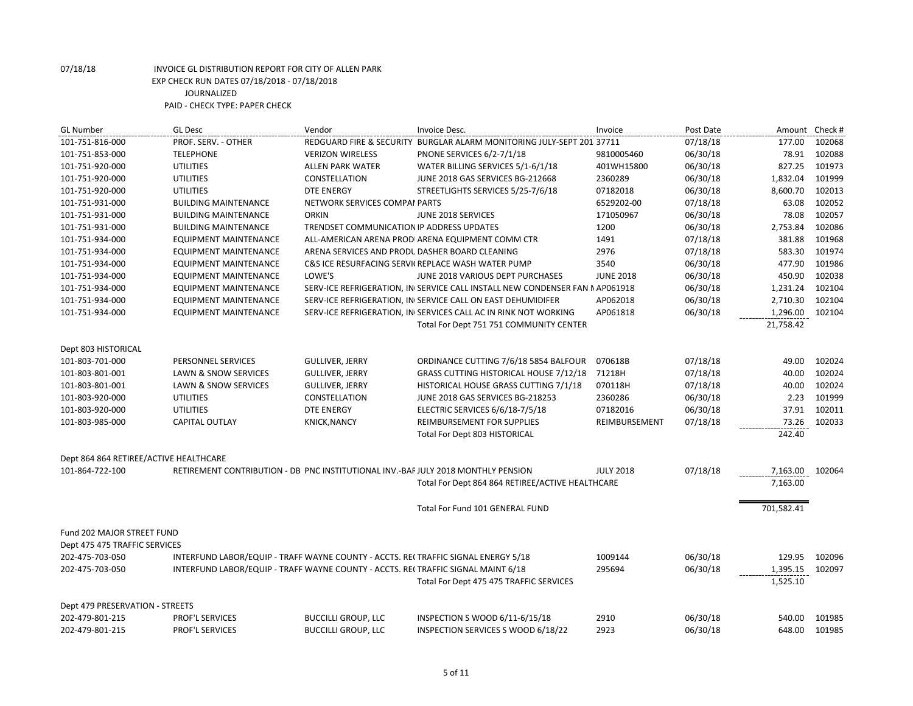07/18/18 INVOICE GL DISTRIBUTION REPORT FOR CITY OF ALLEN PARK
EXP CHECK RUN DATES 07/18/2018 - 07/18/2018
JOURNALIZED
PAID - CHECK TYPE: PAPER CHECK

| GL Number | GL Desc | Vendor | Invoice Desc. | Invoice | Post Date | Amount | Check # |
|---|---|---|---|---|---|---|---|
| 101-751-816-000 | PROF. SERV. - OTHER | REDGUARD FIRE & SECURITY | BURGLAR ALARM MONITORING JULY-SEPT 201 | 37711 | 07/18/18 | 177.00 | 102068 |
| 101-751-853-000 | TELEPHONE | VERIZON WIRELESS | PNONE SERVICES 6/2-7/1/18 | 9810005460 | 06/30/18 | 78.91 | 102088 |
| 101-751-920-000 | UTILITIES | ALLEN PARK WATER | WATER BILLING SERVICES 5/1-6/1/18 | 401WH15800 | 06/30/18 | 827.25 | 101973 |
| 101-751-920-000 | UTILITIES | CONSTELLATION | JUNE 2018 GAS SERVICES BG-212668 | 2360289 | 06/30/18 | 1,832.04 | 101999 |
| 101-751-920-000 | UTILITIES | DTE ENERGY | STREETLIGHTS SERVICES 5/25-7/6/18 | 07182018 | 06/30/18 | 8,600.70 | 102013 |
| 101-751-931-000 | BUILDING MAINTENANCE | NETWORK SERVICES COMPAI | PARTS | 6529202-00 | 07/18/18 | 63.08 | 102052 |
| 101-751-931-000 | BUILDING MAINTENANCE | ORKIN | JUNE 2018 SERVICES | 171050967 | 06/30/18 | 78.08 | 102057 |
| 101-751-931-000 | BUILDING MAINTENANCE | TRENDSET COMMUNICATION | IP ADDRESS UPDATES | 1200 | 06/30/18 | 2,753.84 | 102086 |
| 101-751-934-000 | EQUIPMENT MAINTENANCE | ALL-AMERICAN ARENA PROD | ARENA EQUIPMENT COMM CTR | 1491 | 07/18/18 | 381.88 | 101968 |
| 101-751-934-000 | EQUIPMENT MAINTENANCE | ARENA SERVICES AND PRODU | DASHER BOARD CLEANING | 2976 | 07/18/18 | 583.30 | 101974 |
| 101-751-934-000 | EQUIPMENT MAINTENANCE | C&S ICE RESURFACING SERVI | REPLACE WASH WATER PUMP | 3540 | 06/30/18 | 477.90 | 101986 |
| 101-751-934-000 | EQUIPMENT MAINTENANCE | LOWE'S | JUNE 2018 VARIOUS DEPT PURCHASES | JUNE 2018 | 06/30/18 | 450.90 | 102038 |
| 101-751-934-000 | EQUIPMENT MAINTENANCE | SERV-ICE REFRIGERATION, IN | SERVICE CALL INSTALL NEW CONDENSER FAN M | AP061918 | 06/30/18 | 1,231.24 | 102104 |
| 101-751-934-000 | EQUIPMENT MAINTENANCE | SERV-ICE REFRIGERATION, IN | SERVICE CALL ON EAST DEHUMIDIFER | AP062018 | 06/30/18 | 2,710.30 | 102104 |
| 101-751-934-000 | EQUIPMENT MAINTENANCE | SERV-ICE REFRIGERATION, IN | SERVICES CALL AC IN RINK NOT WORKING | AP061818 | 06/30/18 | 1,296.00 | 102104 |
| | | | Total For Dept 751 751 COMMUNITY CENTER | | | 21,758.42 | |
| Dept 803 HISTORICAL | | | | | | | |
| 101-803-701-000 | PERSONNEL SERVICES | GULLIVER, JERRY | ORDINANCE CUTTING 7/6/18 5854 BALFOUR | 070618B | 07/18/18 | 49.00 | 102024 |
| 101-803-801-001 | LAWN & SNOW SERVICES | GULLIVER, JERRY | GRASS CUTTING HISTORICAL HOUSE 7/12/18 | 71218H | 07/18/18 | 40.00 | 102024 |
| 101-803-801-001 | LAWN & SNOW SERVICES | GULLIVER, JERRY | HISTORICAL HOUSE GRASS CUTTING 7/1/18 | 070118H | 07/18/18 | 40.00 | 102024 |
| 101-803-920-000 | UTILITIES | CONSTELLATION | JUNE 2018 GAS SERVICES BG-218253 | 2360286 | 06/30/18 | 2.23 | 101999 |
| 101-803-920-000 | UTILITIES | DTE ENERGY | ELECTRIC SERVICES 6/6/18-7/5/18 | 07182016 | 06/30/18 | 37.91 | 102011 |
| 101-803-985-000 | CAPITAL OUTLAY | KNICK,NANCY | REIMBURSEMENT FOR SUPPLIES | REIMBURSEMENT | 07/18/18 | 73.26 | 102033 |
| | | | Total For Dept 803 HISTORICAL | | | 242.40 | |
| Dept 864 864 RETIREE/ACTIVE HEALTHCARE | | | | | | | |
| 101-864-722-100 | RETIREMENT CONTRIBUTION - DB | PNC INSTITUTIONAL INV.-BAF | JULY 2018 MONTHLY PENSION | JULY 2018 | 07/18/18 | 7,163.00 | 102064 |
| | | | Total For Dept 864 864 RETIREE/ACTIVE HEALTHCARE | | | 7,163.00 | |
| | | | Total For Fund 101 GENERAL FUND | | | 701,582.41 | |
| Fund 202 MAJOR STREET FUND | | | | | | | |
| Dept 475 475 TRAFFIC SERVICES | | | | | | | |
| 202-475-703-050 | INTERFUND LABOR/EQUIP - TRAFF | WAYNE COUNTY - ACCTS. REC | TRAFFIC SIGNAL ENERGY 5/18 | 1009144 | 06/30/18 | 129.95 | 102096 |
| 202-475-703-050 | INTERFUND LABOR/EQUIP - TRAFF | WAYNE COUNTY - ACCTS. REC | TRAFFIC SIGNAL MAINT 6/18 | 295694 | 06/30/18 | 1,395.15 | 102097 |
| | | | Total For Dept 475 475 TRAFFIC SERVICES | | | 1,525.10 | |
| Dept 479 PRESERVATION - STREETS | | | | | | | |
| 202-479-801-215 | PROF'L SERVICES | BUCCILLI GROUP, LLC | INSPECTION S WOOD 6/11-6/15/18 | 2910 | 06/30/18 | 540.00 | 101985 |
| 202-479-801-215 | PROF'L SERVICES | BUCCILLI GROUP, LLC | INSPECTION SERVICES S WOOD 6/18/22 | 2923 | 06/30/18 | 648.00 | 101985 |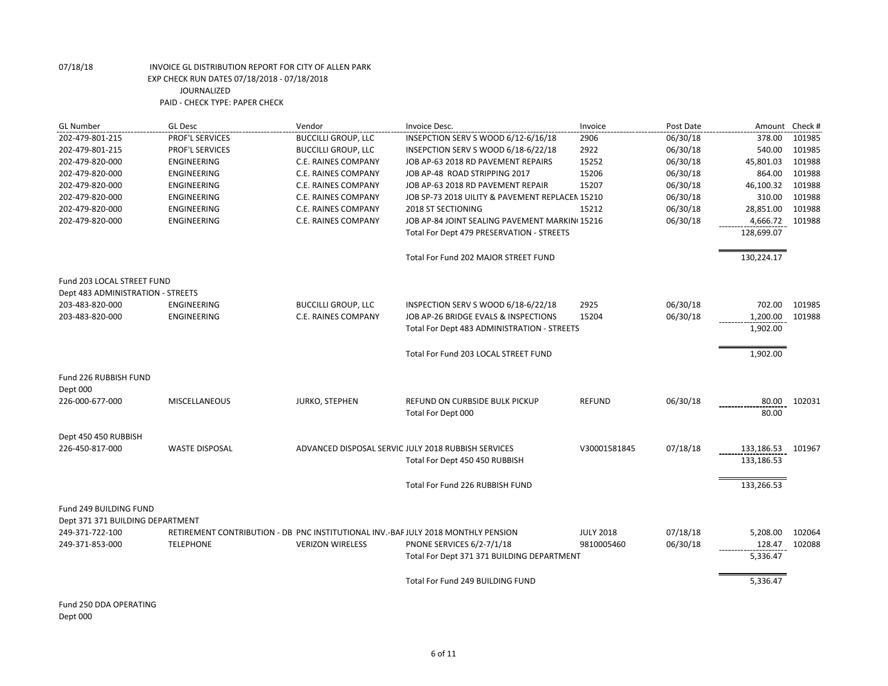07/18/18 INVOICE GL DISTRIBUTION REPORT FOR CITY OF ALLEN PARK
EXP CHECK RUN DATES 07/18/2018 - 07/18/2018
JOURNALIZED
PAID - CHECK TYPE: PAPER CHECK

| GL Number | GL Desc | Vendor | Invoice Desc. | Invoice | Post Date | Amount | Check # |
|---|---|---|---|---|---|---|---|
| 202-479-801-215 | PROF'L SERVICES | BUCCILLI GROUP, LLC | INSEPCTION SERV S WOOD 6/12-6/16/18 | 2906 | 06/30/18 | 378.00 | 101985 |
| 202-479-801-215 | PROF'L SERVICES | BUCCILLI GROUP, LLC | INSEPCTION SERV S WOOD 6/18-6/22/18 | 2922 | 06/30/18 | 540.00 | 101985 |
| 202-479-820-000 | ENGINEERING | C.E. RAINES COMPANY | JOB AP-63 2018 RD PAVEMENT REPAIRS | 15252 | 06/30/18 | 45,801.03 | 101988 |
| 202-479-820-000 | ENGINEERING | C.E. RAINES COMPANY | JOB AP-48 ROAD STRIPPING 2017 | 15206 | 06/30/18 | 864.00 | 101988 |
| 202-479-820-000 | ENGINEERING | C.E. RAINES COMPANY | JOB AP-63 2018 RD PAVEMENT REPAIR | 15207 | 06/30/18 | 46,100.32 | 101988 |
| 202-479-820-000 | ENGINEERING | C.E. RAINES COMPANY | JOB SP-73 2018 UILITY & PAVEMENT REPLACEN | 15210 | 06/30/18 | 310.00 | 101988 |
| 202-479-820-000 | ENGINEERING | C.E. RAINES COMPANY | 2018 ST SECTIONING | 15212 | 06/30/18 | 28,851.00 | 101988 |
| 202-479-820-000 | ENGINEERING | C.E. RAINES COMPANY | JOB AP-84 JOINT SEALING PAVEMENT MARKIN( | 15216 | 06/30/18 | 4,666.72 | 101988 |
| | | | Total For Dept 479 PRESERVATION - STREETS | | | 128,699.07 | |
| | | | Total For Fund 202 MAJOR STREET FUND | | | 130,224.17 | |
| Fund 203 LOCAL STREET FUND | | | | | | | |
| Dept 483 ADMINISTRATION - STREETS | | | | | | | |
| 203-483-820-000 | ENGINEERING | BUCCILLI GROUP, LLC | INSPECTION SERV S WOOD 6/18-6/22/18 | 2925 | 06/30/18 | 702.00 | 101985 |
| 203-483-820-000 | ENGINEERING | C.E. RAINES COMPANY | JOB AP-26 BRIDGE EVALS & INSPECTIONS | 15204 | 06/30/18 | 1,200.00 | 101988 |
| | | | Total For Dept 483 ADMINISTRATION - STREETS | | | 1,902.00 | |
| | | | Total For Fund 203 LOCAL STREET FUND | | | 1,902.00 | |
| Fund 226 RUBBISH FUND | | | | | | | |
| Dept 000 | | | | | | | |
| 226-000-677-000 | MISCELLANEOUS | JURKO, STEPHEN | REFUND ON CURBSIDE BULK PICKUP | REFUND | 06/30/18 | 80.00 | 102031 |
| | | | Total For Dept 000 | | | 80.00 | |
| Dept 450 450 RUBBISH | | | | | | | |
| 226-450-817-000 | WASTE DISPOSAL | ADVANCED DISPOSAL SERVIC | JULY 2018 RUBBISH SERVICES | V30001581845 | 07/18/18 | 133,186.53 | 101967 |
| | | | Total For Dept 450 450 RUBBISH | | | 133,186.53 | |
| | | | Total For Fund 226 RUBBISH FUND | | | 133,266.53 | |
| Fund 249 BUILDING FUND | | | | | | | |
| Dept 371 371 BUILDING DEPARTMENT | | | | | | | |
| 249-371-722-100 | RETIREMENT CONTRIBUTION - DB | PNC INSTITUTIONAL INV.-BAF | JULY 2018 MONTHLY PENSION | JULY 2018 | 07/18/18 | 5,208.00 | 102064 |
| 249-371-853-000 | TELEPHONE | VERIZON WIRELESS | PNONE SERVICES 6/2-7/1/18 | 9810005460 | 06/30/18 | 128.47 | 102088 |
| | | | Total For Dept 371 371 BUILDING DEPARTMENT | | | 5,336.47 | |
| | | | Total For Fund 249 BUILDING FUND | | | 5,336.47 | |

Fund 250 DDA OPERATING
Dept 000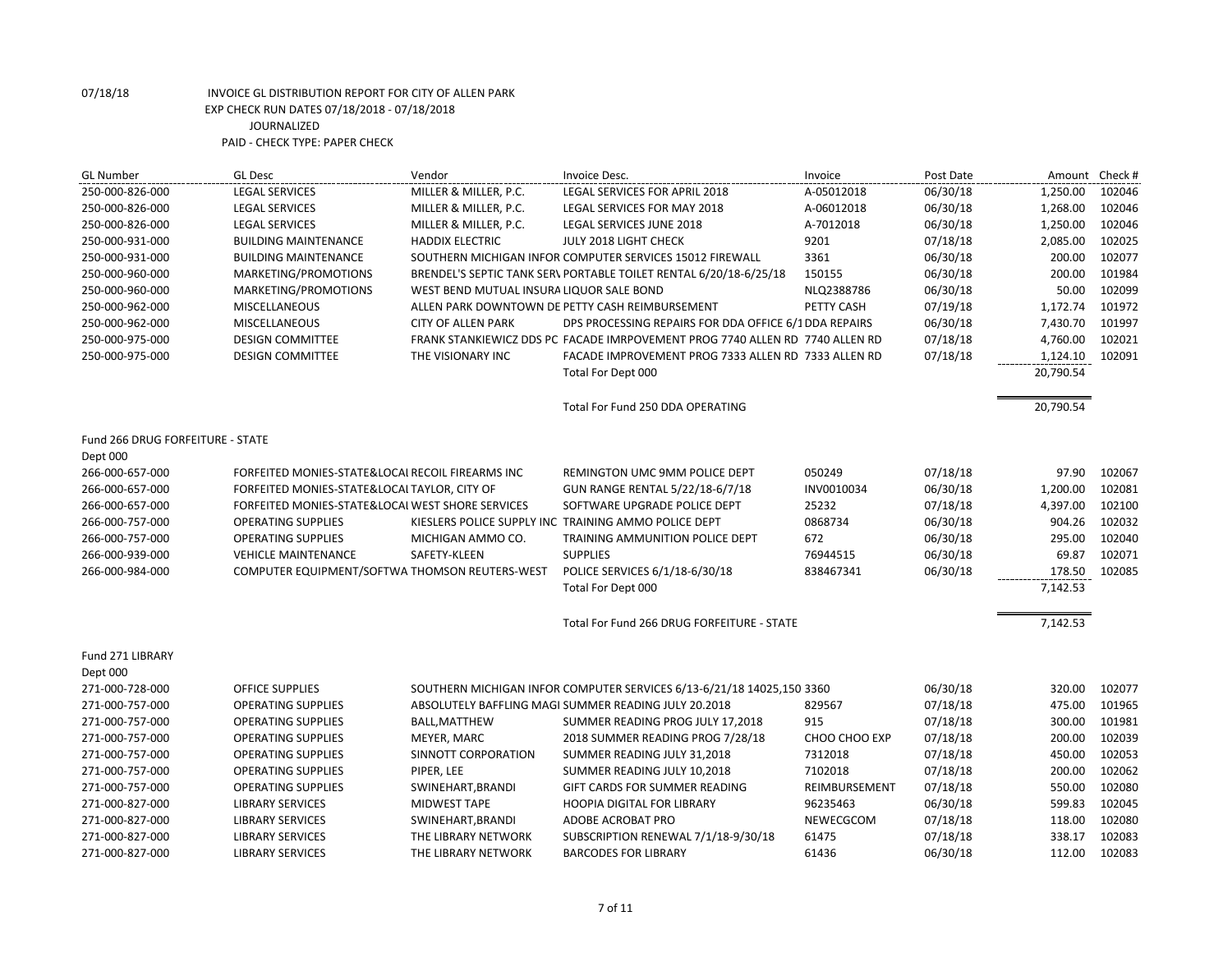07/18/18 INVOICE GL DISTRIBUTION REPORT FOR CITY OF ALLEN PARK
EXP CHECK RUN DATES 07/18/2018 - 07/18/2018
JOURNALIZED
PAID - CHECK TYPE: PAPER CHECK

| GL Number | GL Desc | Vendor | Invoice Desc. | Invoice | Post Date | Amount | Check # |
|---|---|---|---|---|---|---|---|
| 250-000-826-000 | LEGAL SERVICES | MILLER & MILLER, P.C. | LEGAL SERVICES FOR APRIL 2018 | A-05012018 | 06/30/18 | 1,250.00 | 102046 |
| 250-000-826-000 | LEGAL SERVICES | MILLER & MILLER, P.C. | LEGAL SERVICES FOR MAY 2018 | A-06012018 | 06/30/18 | 1,268.00 | 102046 |
| 250-000-826-000 | LEGAL SERVICES | MILLER & MILLER, P.C. | LEGAL SERVICES JUNE 2018 | A-7012018 | 06/30/18 | 1,250.00 | 102046 |
| 250-000-931-000 | BUILDING MAINTENANCE | HADDIX ELECTRIC | JULY 2018 LIGHT CHECK | 9201 | 07/18/18 | 2,085.00 | 102025 |
| 250-000-931-000 | BUILDING MAINTENANCE | SOUTHERN MICHIGAN INFOR | COMPUTER SERVICES 15012 FIREWALL | 3361 | 06/30/18 | 200.00 | 102077 |
| 250-000-960-000 | MARKETING/PROMOTIONS | BRENDEL'S SEPTIC TANK SERV | PORTABLE TOILET RENTAL 6/20/18-6/25/18 | 150155 | 06/30/18 | 200.00 | 101984 |
| 250-000-960-000 | MARKETING/PROMOTIONS | WEST BEND MUTUAL INSURA | LIQUOR SALE BOND | NLQ2388786 | 06/30/18 | 50.00 | 102099 |
| 250-000-962-000 | MISCELLANEOUS | ALLEN PARK DOWNTOWN DE | PETTY CASH REIMBURSEMENT | PETTY CASH | 07/19/18 | 1,172.74 | 101972 |
| 250-000-962-000 | MISCELLANEOUS | CITY OF ALLEN PARK | DPS PROCESSING REPAIRS FOR DDA OFFICE 6/1 | DDA REPAIRS | 06/30/18 | 7,430.70 | 101997 |
| 250-000-975-000 | DESIGN COMMITTEE | FRANK STANKIEWICZ DDS PC | FACADE IMRPOVEMENT PROG 7740 ALLEN RD | 7740 ALLEN RD | 07/18/18 | 4,760.00 | 102021 |
| 250-000-975-000 | DESIGN COMMITTEE | THE VISIONARY INC | FACADE IMPROVEMENT PROG 7333 ALLEN RD | 7333 ALLEN RD | 07/18/18 | 1,124.10 | 102091 |
| | | | Total For Dept 000 | | | 20,790.54 | |
| | | | Total For Fund 250 DDA OPERATING | | | 20,790.54 | |
| Fund 266 DRUG FORFEITURE - STATE | | | | | | | |
| Dept 000 | | | | | | | |
| 266-000-657-000 | FORFEITED MONIES-STATE&LOCAL | RECOIL FIREARMS INC | REMINGTON UMC 9MM POLICE DEPT | 050249 | 07/18/18 | 97.90 | 102067 |
| 266-000-657-000 | FORFEITED MONIES-STATE&LOCAL | TAYLOR, CITY OF | GUN RANGE RENTAL 5/22/18-6/7/18 | INV0010034 | 06/30/18 | 1,200.00 | 102081 |
| 266-000-657-000 | FORFEITED MONIES-STATE&LOCAL | WEST SHORE SERVICES | SOFTWARE UPGRADE POLICE DEPT | 25232 | 07/18/18 | 4,397.00 | 102100 |
| 266-000-757-000 | OPERATING SUPPLIES | KIESLERS POLICE SUPPLY INC | TRAINING AMMO POLICE DEPT | 0868734 | 06/30/18 | 904.26 | 102032 |
| 266-000-757-000 | OPERATING SUPPLIES | MICHIGAN AMMO CO. | TRAINING AMMUNITION POLICE DEPT | 672 | 06/30/18 | 295.00 | 102040 |
| 266-000-939-000 | VEHICLE MAINTENANCE | SAFETY-KLEEN | SUPPLIES | 76944515 | 06/30/18 | 69.87 | 102071 |
| 266-000-984-000 | COMPUTER EQUIPMENT/SOFTWA | THOMSON REUTERS-WEST | POLICE SERVICES 6/1/18-6/30/18 | 838467341 | 06/30/18 | 178.50 | 102085 |
| | | | Total For Dept 000 | | | 7,142.53 | |
| | | | Total For Fund 266 DRUG FORFEITURE - STATE | | | 7,142.53 | |
| Fund 271 LIBRARY | | | | | | | |
| Dept 000 | | | | | | | |
| 271-000-728-000 | OFFICE SUPPLIES | SOUTHERN MICHIGAN INFOR | COMPUTER SERVICES 6/13-6/21/18 14025,150 | 3360 | 06/30/18 | 320.00 | 102077 |
| 271-000-757-000 | OPERATING SUPPLIES | ABSOLUTELY BAFFLING MAGI | SUMMER READING JULY 20.2018 | 829567 | 07/18/18 | 475.00 | 101965 |
| 271-000-757-000 | OPERATING SUPPLIES | BALL,MATTHEW | SUMMER READING PROG JULY 17,2018 | 915 | 07/18/18 | 300.00 | 101981 |
| 271-000-757-000 | OPERATING SUPPLIES | MEYER, MARC | 2018 SUMMER READING PROG 7/28/18 | CHOO CHOO EXP | 07/18/18 | 200.00 | 102039 |
| 271-000-757-000 | OPERATING SUPPLIES | SINNOTT CORPORATION | SUMMER READING JULY 31,2018 | 7312018 | 07/18/18 | 450.00 | 102053 |
| 271-000-757-000 | OPERATING SUPPLIES | PIPER, LEE | SUMMER READING JULY 10,2018 | 7102018 | 07/18/18 | 200.00 | 102062 |
| 271-000-757-000 | OPERATING SUPPLIES | SWINEHART,BRANDI | GIFT CARDS FOR SUMMER READING | REIMBURSEMENT | 07/18/18 | 550.00 | 102080 |
| 271-000-827-000 | LIBRARY SERVICES | MIDWEST TAPE | HOOPIA DIGITAL FOR LIBRARY | 96235463 | 06/30/18 | 599.83 | 102045 |
| 271-000-827-000 | LIBRARY SERVICES | SWINEHART,BRANDI | ADOBE ACROBAT PRO | NEWECGCOM | 07/18/18 | 118.00 | 102080 |
| 271-000-827-000 | LIBRARY SERVICES | THE LIBRARY NETWORK | SUBSCRIPTION RENEWAL 7/1/18-9/30/18 | 61475 | 07/18/18 | 338.17 | 102083 |
| 271-000-827-000 | LIBRARY SERVICES | THE LIBRARY NETWORK | BARCODES FOR LIBRARY | 61436 | 06/30/18 | 112.00 | 102083 |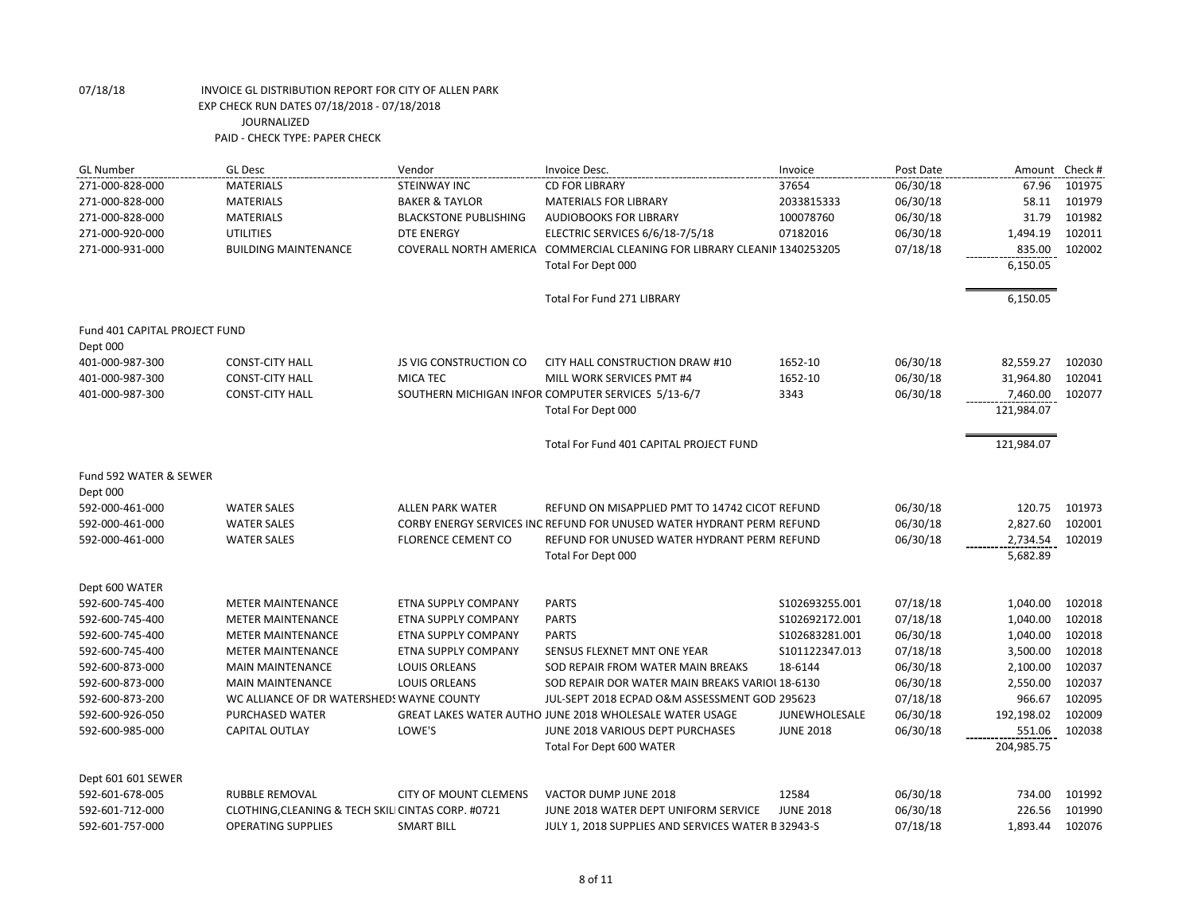07/18/18 INVOICE GL DISTRIBUTION REPORT FOR CITY OF ALLEN PARK
EXP CHECK RUN DATES 07/18/2018 - 07/18/2018
JOURNALIZED
PAID - CHECK TYPE: PAPER CHECK

| GL Number | GL Desc | Vendor | Invoice Desc. | Invoice | Post Date | Amount | Check # |
|---|---|---|---|---|---|---|---|
| 271-000-828-000 | MATERIALS | STEINWAY INC | CD FOR LIBRARY | 37654 | 06/30/18 | 67.96 | 101975 |
| 271-000-828-000 | MATERIALS | BAKER & TAYLOR | MATERIALS FOR LIBRARY | 2033815333 | 06/30/18 | 58.11 | 101979 |
| 271-000-828-000 | MATERIALS | BLACKSTONE PUBLISHING | AUDIOBOOKS FOR LIBRARY | 100078760 | 06/30/18 | 31.79 | 101982 |
| 271-000-920-000 | UTILITIES | DTE ENERGY | ELECTRIC SERVICES 6/6/18-7/5/18 | 07182016 | 06/30/18 | 1,494.19 | 102011 |
| 271-000-931-000 | BUILDING MAINTENANCE | COVERALL NORTH AMERICA | COMMERCIAL CLEANING FOR LIBRARY CLEANIN | 1340253205 | 07/18/18 | 835.00 | 102002 |
| | | | Total For Dept 000 | | | 6,150.05 | |
| | | | Total For Fund 271 LIBRARY | | | 6,150.05 | |
| Fund 401 CAPITAL PROJECT FUND | | | | | | | |
| Dept 000 | | | | | | | |
| 401-000-987-300 | CONST-CITY HALL | JS VIG CONSTRUCTION CO | CITY HALL CONSTRUCTION DRAW #10 | 1652-10 | 06/30/18 | 82,559.27 | 102030 |
| 401-000-987-300 | CONST-CITY HALL | MICA TEC | MILL WORK SERVICES PMT #4 | 1652-10 | 06/30/18 | 31,964.80 | 102041 |
| 401-000-987-300 | CONST-CITY HALL | SOUTHERN MICHIGAN INFOR | COMPUTER SERVICES 5/13-6/7 | 3343 | 06/30/18 | 7,460.00 | 102077 |
| | | | Total For Dept 000 | | | 121,984.07 | |
| | | | Total For Fund 401 CAPITAL PROJECT FUND | | | 121,984.07 | |
| Fund 592 WATER & SEWER | | | | | | | |
| Dept 000 | | | | | | | |
| 592-000-461-000 | WATER SALES | ALLEN PARK WATER | REFUND ON MISAPPLIED PMT TO 14742 CICOT | REFUND | 06/30/18 | 120.75 | 101973 |
| 592-000-461-000 | WATER SALES | CORBY ENERGY SERVICES INC | REFUND FOR UNUSED WATER HYDRANT PERM | REFUND | 06/30/18 | 2,827.60 | 102001 |
| 592-000-461-000 | WATER SALES | FLORENCE CEMENT CO | REFUND FOR UNUSED WATER HYDRANT PERM | REFUND | 06/30/18 | 2,734.54 | 102019 |
| | | | Total For Dept 000 | | | 5,682.89 | |
| Dept 600 WATER | | | | | | | |
| 592-600-745-400 | METER MAINTENANCE | ETNA SUPPLY COMPANY | PARTS | S102693255.001 | 07/18/18 | 1,040.00 | 102018 |
| 592-600-745-400 | METER MAINTENANCE | ETNA SUPPLY COMPANY | PARTS | S102692172.001 | 07/18/18 | 1,040.00 | 102018 |
| 592-600-745-400 | METER MAINTENANCE | ETNA SUPPLY COMPANY | PARTS | S102683281.001 | 06/30/18 | 1,040.00 | 102018 |
| 592-600-745-400 | METER MAINTENANCE | ETNA SUPPLY COMPANY | SENSUS FLEXNET MNT ONE YEAR | S101122347.013 | 07/18/18 | 3,500.00 | 102018 |
| 592-600-873-000 | MAIN MAINTENANCE | LOUIS ORLEANS | SOD REPAIR FROM WATER MAIN BREAKS | 18-6144 | 06/30/18 | 2,100.00 | 102037 |
| 592-600-873-000 | MAIN MAINTENANCE | LOUIS ORLEANS | SOD REPAIR DOR WATER MAIN BREAKS VARIOU | 18-6130 | 06/30/18 | 2,550.00 | 102037 |
| 592-600-873-200 | WC ALLIANCE OF DR WATERSHEDS | WAYNE COUNTY | JUL-SEPT 2018 ECPAD O&M ASSESSMENT GOD | 295623 | 07/18/18 | 966.67 | 102095 |
| 592-600-926-050 | PURCHASED WATER | GREAT LAKES WATER AUTHO | JUNE 2018 WHOLESALE WATER USAGE | JUNEWHOLESALE | 06/30/18 | 192,198.02 | 102009 |
| 592-600-985-000 | CAPITAL OUTLAY | LOWE'S | JUNE 2018 VARIOUS DEPT PURCHASES | JUNE 2018 | 06/30/18 | 551.06 | 102038 |
| | | | Total For Dept 600 WATER | | | 204,985.75 | |
| Dept 601 601 SEWER | | | | | | | |
| 592-601-678-005 | RUBBLE REMOVAL | CITY OF MOUNT CLEMENS | VACTOR DUMP JUNE 2018 | 12584 | 06/30/18 | 734.00 | 101992 |
| 592-601-712-000 | CLOTHING,CLEANING & TECH SKILL | CINTAS CORP. #0721 | JUNE 2018 WATER DEPT UNIFORM SERVICE | JUNE 2018 | 06/30/18 | 226.56 | 101990 |
| 592-601-757-000 | OPERATING SUPPLIES | SMART BILL | JULY 1, 2018 SUPPLIES AND SERVICES WATER B | 32943-S | 07/18/18 | 1,893.44 | 102076 |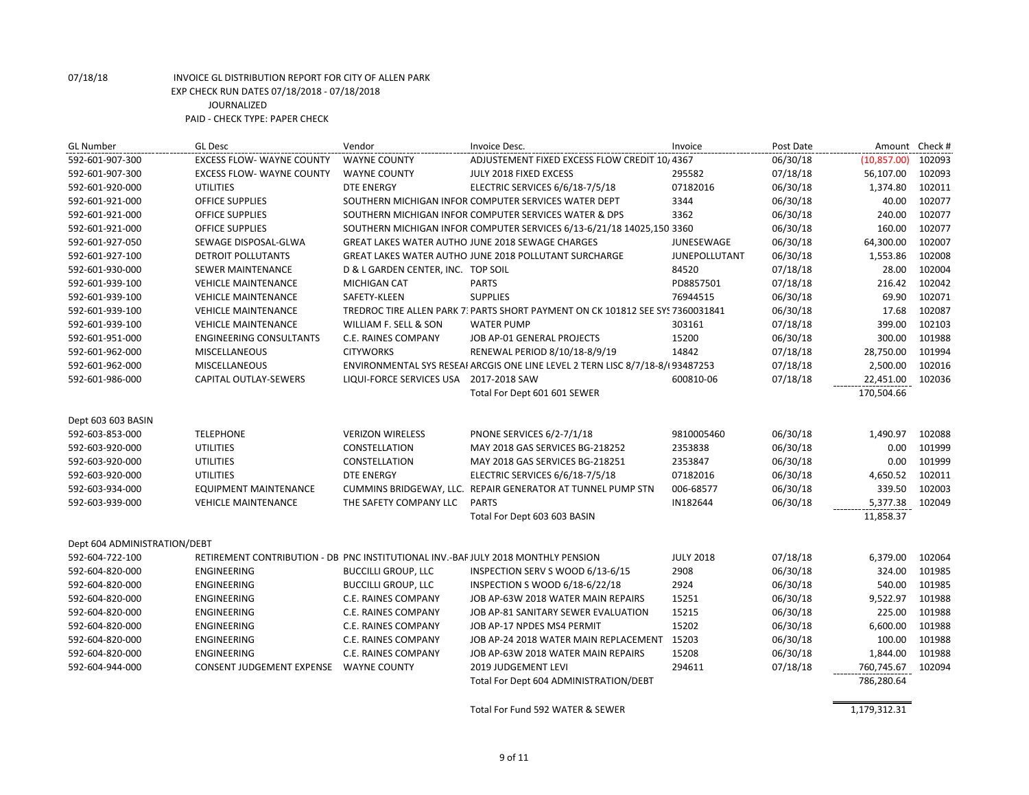07/18/18 INVOICE GL DISTRIBUTION REPORT FOR CITY OF ALLEN PARK
EXP CHECK RUN DATES 07/18/2018 - 07/18/2018
JOURNALIZED
PAID - CHECK TYPE: PAPER CHECK

| GL Number | GL Desc | Vendor | Invoice Desc. | Invoice | Post Date | Amount | Check # |
|---|---|---|---|---|---|---|---|
| 592-601-907-300 | EXCESS FLOW- WAYNE COUNTY | WAYNE COUNTY | ADJUSTEMENT FIXED EXCESS FLOW CREDIT 10/ | 4367 | 06/30/18 | (10,857.00) | 102093 |
| 592-601-907-300 | EXCESS FLOW- WAYNE COUNTY | WAYNE COUNTY | JULY 2018 FIXED EXCESS | 295582 | 07/18/18 | 56,107.00 | 102093 |
| 592-601-920-000 | UTILITIES | DTE ENERGY | ELECTRIC SERVICES 6/6/18-7/5/18 | 07182016 | 06/30/18 | 1,374.80 | 102011 |
| 592-601-921-000 | OFFICE SUPPLIES | SOUTHERN MICHIGAN INFOR | COMPUTER SERVICES WATER DEPT | 3344 | 06/30/18 | 40.00 | 102077 |
| 592-601-921-000 | OFFICE SUPPLIES | SOUTHERN MICHIGAN INFOR | COMPUTER SERVICES WATER & DPS | 3362 | 06/30/18 | 240.00 | 102077 |
| 592-601-921-000 | OFFICE SUPPLIES | SOUTHERN MICHIGAN INFOR | COMPUTER SERVICES 6/13-6/21/18 14025,150 | 3360 | 06/30/18 | 160.00 | 102077 |
| 592-601-927-050 | SEWAGE DISPOSAL-GLWA | GREAT LAKES WATER AUTHO | JUNE 2018 SEWAGE CHARGES | JUNESEWAGE | 06/30/18 | 64,300.00 | 102007 |
| 592-601-927-100 | DETROIT POLLUTANTS | GREAT LAKES WATER AUTHO | JUNE 2018 POLLUTANT SURCHARGE | JUNEPOLLUTANT | 06/30/18 | 1,553.86 | 102008 |
| 592-601-930-000 | SEWER MAINTENANCE | D & L GARDEN CENTER, INC. | TOP SOIL | 84520 | 07/18/18 | 28.00 | 102004 |
| 592-601-939-100 | VEHICLE MAINTENANCE | MICHIGAN CAT | PARTS | PD8857501 | 07/18/18 | 216.42 | 102042 |
| 592-601-939-100 | VEHICLE MAINTENANCE | SAFETY-KLEEN | SUPPLIES | 76944515 | 06/30/18 | 69.90 | 102071 |
| 592-601-939-100 | VEHICLE MAINTENANCE | TREDROC TIRE ALLEN PARK 7: | PARTS SHORT PAYMENT ON CK 101812 SEE SYS | 7360031841 | 06/30/18 | 17.68 | 102087 |
| 592-601-939-100 | VEHICLE MAINTENANCE | WILLIAM F. SELL & SON | WATER PUMP | 303161 | 07/18/18 | 399.00 | 102103 |
| 592-601-951-000 | ENGINEERING CONSULTANTS | C.E. RAINES COMPANY | JOB AP-01 GENERAL PROJECTS | 15200 | 06/30/18 | 300.00 | 101988 |
| 592-601-962-000 | MISCELLANEOUS | CITYWORKS | RENEWAL PERIOD 8/10/18-8/9/19 | 14842 | 07/18/18 | 28,750.00 | 101994 |
| 592-601-962-000 | MISCELLANEOUS | ENVIRONMENTAL SYS RESEAI | ARCGIS ONE LINE LEVEL 2 TERN LISC 8/7/18-8/( | 93487253 | 07/18/18 | 2,500.00 | 102016 |
| 592-601-986-000 | CAPITAL OUTLAY-SEWERS | LIQUI-FORCE SERVICES USA | 2017-2018 SAW | 600810-06 | 07/18/18 | 22,451.00 | 102036 |
| | | | Total For Dept 601 601 SEWER | | | 170,504.66 | |
| Dept 603 603 BASIN | | | | | | | |
| 592-603-853-000 | TELEPHONE | VERIZON WIRELESS | PNONE SERVICES 6/2-7/1/18 | 9810005460 | 06/30/18 | 1,490.97 | 102088 |
| 592-603-920-000 | UTILITIES | CONSTELLATION | MAY 2018 GAS SERVICES BG-218252 | 2353838 | 06/30/18 | 0.00 | 101999 |
| 592-603-920-000 | UTILITIES | CONSTELLATION | MAY 2018 GAS SERVICES BG-218251 | 2353847 | 06/30/18 | 0.00 | 101999 |
| 592-603-920-000 | UTILITIES | DTE ENERGY | ELECTRIC SERVICES 6/6/18-7/5/18 | 07182016 | 06/30/18 | 4,650.52 | 102011 |
| 592-603-934-000 | EQUIPMENT MAINTENANCE | CUMMINS BRIDGEWAY, LLC. | REPAIR GENERATOR AT TUNNEL PUMP STN | 006-68577 | 06/30/18 | 339.50 | 102003 |
| 592-603-939-000 | VEHICLE MAINTENANCE | THE SAFETY COMPANY LLC | PARTS | IN182644 | 06/30/18 | 5,377.38 | 102049 |
| | | | Total For Dept 603 603 BASIN | | | 11,858.37 | |
| Dept 604 ADMINISTRATION/DEBT | | | | | | | |
| 592-604-722-100 | RETIREMENT CONTRIBUTION - DB | PNC INSTITUTIONAL INV.-BAF | JULY 2018 MONTHLY PENSION | JULY 2018 | 07/18/18 | 6,379.00 | 102064 |
| 592-604-820-000 | ENGINEERING | BUCCILLI GROUP, LLC | INSPECTION SERV S WOOD 6/13-6/15 | 2908 | 06/30/18 | 324.00 | 101985 |
| 592-604-820-000 | ENGINEERING | BUCCILLI GROUP, LLC | INSPECTION S WOOD 6/18-6/22/18 | 2924 | 06/30/18 | 540.00 | 101985 |
| 592-604-820-000 | ENGINEERING | C.E. RAINES COMPANY | JOB AP-63W 2018 WATER MAIN REPAIRS | 15251 | 06/30/18 | 9,522.97 | 101988 |
| 592-604-820-000 | ENGINEERING | C.E. RAINES COMPANY | JOB AP-81 SANITARY SEWER EVALUATION | 15215 | 06/30/18 | 225.00 | 101988 |
| 592-604-820-000 | ENGINEERING | C.E. RAINES COMPANY | JOB AP-17 NPDES MS4 PERMIT | 15202 | 06/30/18 | 6,600.00 | 101988 |
| 592-604-820-000 | ENGINEERING | C.E. RAINES COMPANY | JOB AP-24 2018 WATER MAIN REPLACEMENT | 15203 | 06/30/18 | 100.00 | 101988 |
| 592-604-820-000 | ENGINEERING | C.E. RAINES COMPANY | JOB AP-63W 2018 WATER MAIN REPAIRS | 15208 | 06/30/18 | 1,844.00 | 101988 |
| 592-604-944-000 | CONSENT JUDGEMENT EXPENSE | WAYNE COUNTY | 2019 JUDGEMENT LEVI | 294611 | 07/18/18 | 760,745.67 | 102094 |
| | | | Total For Dept 604 ADMINISTRATION/DEBT | | | 786,280.64 | |
| | | | Total For Fund 592 WATER & SEWER | | | 1,179,312.31 | |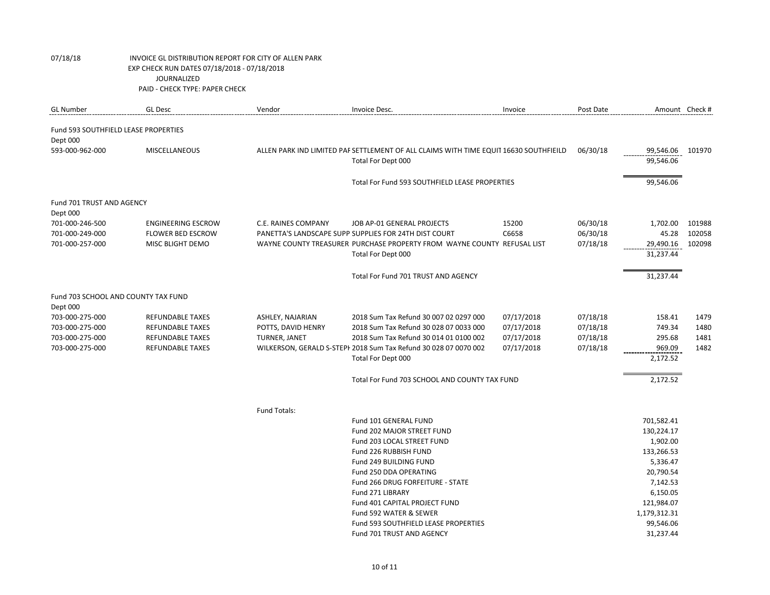07/18/18 INVOICE GL DISTRIBUTION REPORT FOR CITY OF ALLEN PARK
EXP CHECK RUN DATES 07/18/2018 - 07/18/2018
JOURNALIZED
PAID - CHECK TYPE: PAPER CHECK

| GL Number | GL Desc | Vendor | Invoice Desc. | Invoice | Post Date | Amount | Check # |
|---|---|---|---|---|---|---|---|
| Fund 593 SOUTHFIELD LEASE PROPERTIES | | | | | | | |
| Dept 000 | | | | | | | |
| 593-000-962-000 | MISCELLANEOUS | ALLEN PARK IND LIMITED PAF | SETTLEMENT OF ALL CLAIMS WITH TIME EQUIT | 16630 SOUTHFIEILD | 06/30/18 | 99,546.06 | 101970 |
| | | | Total For Dept 000 | | | 99,546.06 | |
| | | | Total For Fund 593 SOUTHFIELD LEASE PROPERTIES | | | 99,546.06 | |
| Fund 701 TRUST AND AGENCY | | | | | | | |
| Dept 000 | | | | | | | |
| 701-000-246-500 | ENGINEERING ESCROW | C.E. RAINES COMPANY | JOB AP-01 GENERAL PROJECTS | 15200 | 06/30/18 | 1,702.00 | 101988 |
| 701-000-249-000 | FLOWER BED ESCROW | PANETTA'S LANDSCAPE SUPP | SUPPLIES FOR 24TH DIST COURT | C6658 | 06/30/18 | 45.28 | 102058 |
| 701-000-257-000 | MISC BLIGHT DEMO | WAYNE COUNTY TREASURER | PURCHASE PROPERTY FROM WAYNE COUNTY | REFUSAL LIST | 07/18/18 | 29,490.16 | 102098 |
| | | | Total For Dept 000 | | | 31,237.44 | |
| | | | Total For Fund 701 TRUST AND AGENCY | | | 31,237.44 | |
| Fund 703 SCHOOL AND COUNTY TAX FUND | | | | | | | |
| Dept 000 | | | | | | | |
| 703-000-275-000 | REFUNDABLE TAXES | ASHLEY, NAJARIAN | 2018 Sum Tax Refund 30 007 02 0297 000 | 07/17/2018 | 07/18/18 | 158.41 | 1479 |
| 703-000-275-000 | REFUNDABLE TAXES | POTTS, DAVID HENRY | 2018 Sum Tax Refund 30 028 07 0033 000 | 07/17/2018 | 07/18/18 | 749.34 | 1480 |
| 703-000-275-000 | REFUNDABLE TAXES | TURNER, JANET | 2018 Sum Tax Refund 30 014 01 0100 002 | 07/17/2018 | 07/18/18 | 295.68 | 1481 |
| 703-000-275-000 | REFUNDABLE TAXES | WILKERSON, GERALD S-STEPH | 2018 Sum Tax Refund 30 028 07 0070 002 | 07/17/2018 | 07/18/18 | 969.09 | 1482 |
| | | | Total For Dept 000 | | | 2,172.52 | |
| | | | Total For Fund 703 SCHOOL AND COUNTY TAX FUND | | | 2,172.52 | |

| | | Amount |
|---|---|---|
| Fund Totals: | Fund 101 GENERAL FUND | 701,582.41 |
| | Fund 202 MAJOR STREET FUND | 130,224.17 |
| | Fund 203 LOCAL STREET FUND | 1,902.00 |
| | Fund 226 RUBBISH FUND | 133,266.53 |
| | Fund 249 BUILDING FUND | 5,336.47 |
| | Fund 250 DDA OPERATING | 20,790.54 |
| | Fund 266 DRUG FORFEITURE - STATE | 7,142.53 |
| | Fund 271 LIBRARY | 6,150.05 |
| | Fund 401 CAPITAL PROJECT FUND | 121,984.07 |
| | Fund 592 WATER & SEWER | 1,179,312.31 |
| | Fund 593 SOUTHFIELD LEASE PROPERTIES | 99,546.06 |
| | Fund 701 TRUST AND AGENCY | 31,237.44 |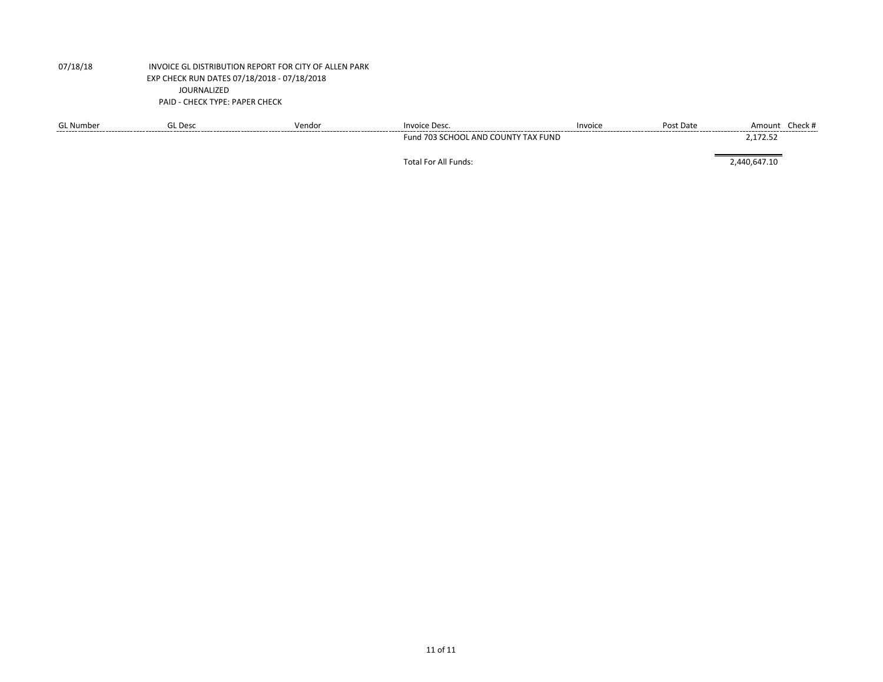07/18/18 INVOICE GL DISTRIBUTION REPORT FOR CITY OF ALLEN PARK

EXP CHECK RUN DATES 07/18/2018 - 07/18/2018

JOURNALIZED

PAID - CHECK TYPE: PAPER CHECK

| GL Number | GL Desc | Vendor | Invoice Desc. | Invoice | Post Date | Amount | Check # |
|---|---|---|---|---|---|---|---|
| | | | Fund 703 SCHOOL AND COUNTY TAX FUND | | | 2,172.52 | |
| | | | Total For All Funds: | | | 2,440,647.10 | |